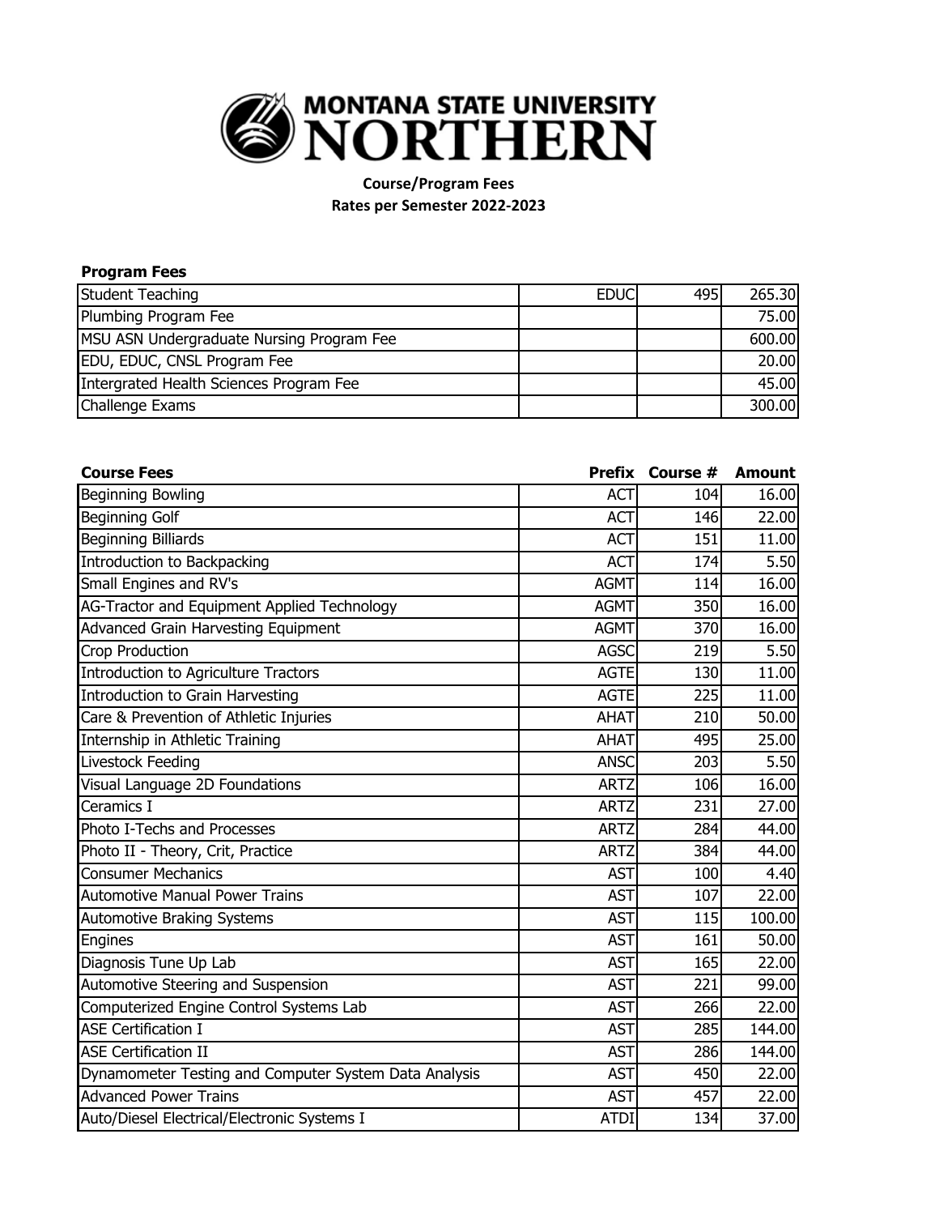# MONTANA STATE UNIVERSITY NORTHERN

**Course/Program Fees**

**Rates per Semester 2022-2023**

**Program Fees**

| | | | |
|---|---|---|---|
| Student Teaching | EDUC | 495 | 265.30 |
| Plumbing Program Fee | | | 75.00 |
| MSU ASN Undergraduate Nursing Program Fee | | | 600.00 |
| EDU, EDUC, CNSL Program Fee | | | 20.00 |
| Intergrated Health Sciences Program Fee | | | 45.00 |
| Challenge Exams | | | 300.00 |

| **Course Fees** | **Prefix** | **Course #** | **Amount** |
|---|---|---|---|
| Beginning Bowling | ACT | 104 | 16.00 |
| Beginning Golf | ACT | 146 | 22.00 |
| Beginning Billiards | ACT | 151 | 11.00 |
| Introduction to Backpacking | ACT | 174 | 5.50 |
| Small Engines and RV's | AGMT | 114 | 16.00 |
| AG-Tractor and Equipment Applied Technology | AGMT | 350 | 16.00 |
| Advanced Grain Harvesting Equipment | AGMT | 370 | 16.00 |
| Crop Production | AGSC | 219 | 5.50 |
| Introduction to Agriculture Tractors | AGTE | 130 | 11.00 |
| Introduction to Grain Harvesting | AGTE | 225 | 11.00 |
| Care & Prevention of Athletic Injuries | AHAT | 210 | 50.00 |
| Internship in Athletic Training | AHAT | 495 | 25.00 |
| Livestock Feeding | ANSC | 203 | 5.50 |
| Visual Language 2D Foundations | ARTZ | 106 | 16.00 |
| Ceramics I | ARTZ | 231 | 27.00 |
| Photo I-Techs and Processes | ARTZ | 284 | 44.00 |
| Photo II - Theory, Crit, Practice | ARTZ | 384 | 44.00 |
| Consumer Mechanics | AST | 100 | 4.40 |
| Automotive Manual Power Trains | AST | 107 | 22.00 |
| Automotive Braking Systems | AST | 115 | 100.00 |
| Engines | AST | 161 | 50.00 |
| Diagnosis Tune Up Lab | AST | 165 | 22.00 |
| Automotive Steering and Suspension | AST | 221 | 99.00 |
| Computerized Engine Control Systems Lab | AST | 266 | 22.00 |
| ASE Certification I | AST | 285 | 144.00 |
| ASE Certification II | AST | 286 | 144.00 |
| Dynamometer Testing and Computer System Data Analysis | AST | 450 | 22.00 |
| Advanced Power Trains | AST | 457 | 22.00 |
| Auto/Diesel Electrical/Electronic Systems I | ATDI | 134 | 37.00 |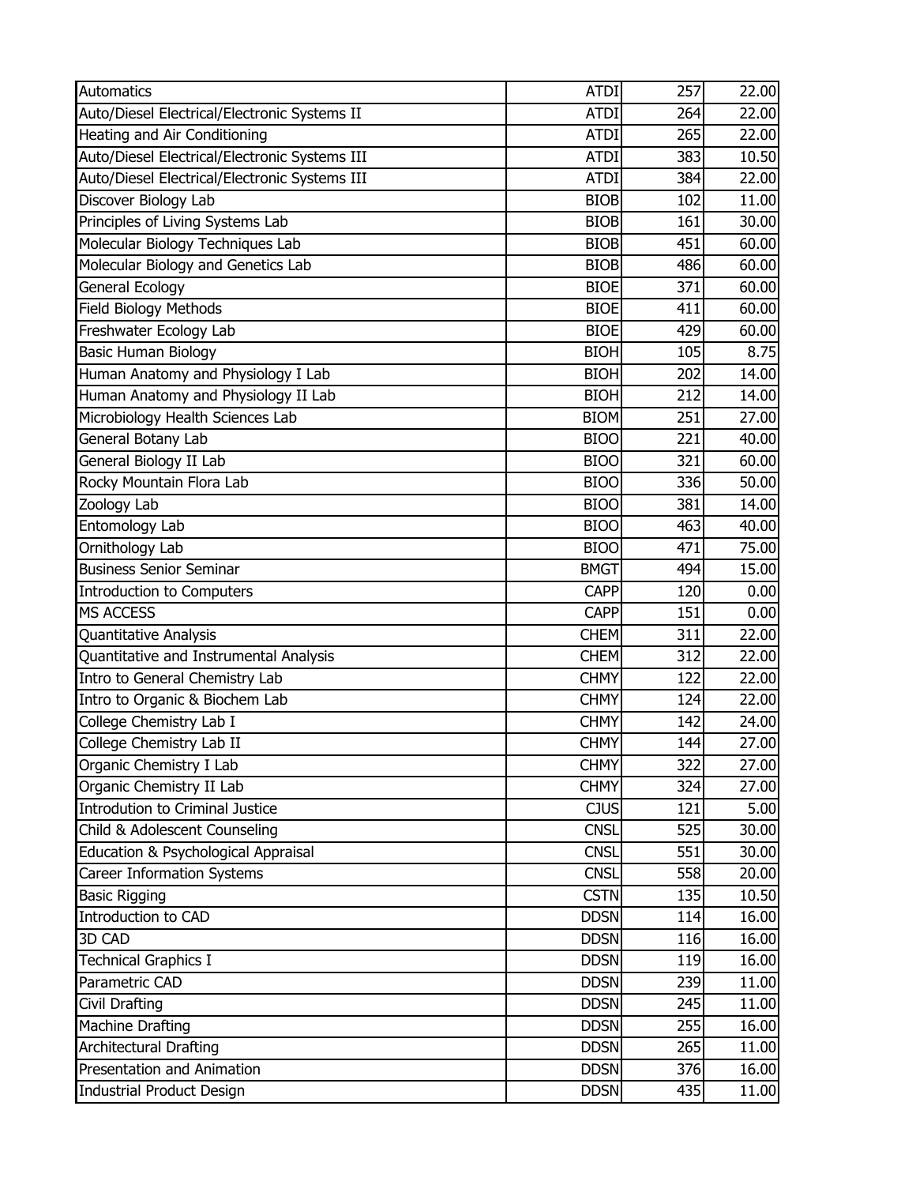| | | | |
|---|---|---|---|
| Automatics | ATDI | 257 | 22.00 |
| Auto/Diesel Electrical/Electronic Systems II | ATDI | 264 | 22.00 |
| Heating and Air Conditioning | ATDI | 265 | 22.00 |
| Auto/Diesel Electrical/Electronic Systems III | ATDI | 383 | 10.50 |
| Auto/Diesel Electrical/Electronic Systems III | ATDI | 384 | 22.00 |
| Discover Biology Lab | BIOB | 102 | 11.00 |
| Principles of Living Systems Lab | BIOB | 161 | 30.00 |
| Molecular Biology Techniques Lab | BIOB | 451 | 60.00 |
| Molecular Biology and Genetics Lab | BIOB | 486 | 60.00 |
| General Ecology | BIOE | 371 | 60.00 |
| Field Biology Methods | BIOE | 411 | 60.00 |
| Freshwater Ecology Lab | BIOE | 429 | 60.00 |
| Basic Human Biology | BIOH | 105 | 8.75 |
| Human Anatomy and Physiology I Lab | BIOH | 202 | 14.00 |
| Human Anatomy and Physiology II Lab | BIOH | 212 | 14.00 |
| Microbiology Health Sciences Lab | BIOM | 251 | 27.00 |
| General Botany Lab | BIOO | 221 | 40.00 |
| General Biology II Lab | BIOO | 321 | 60.00 |
| Rocky Mountain Flora Lab | BIOO | 336 | 50.00 |
| Zoology Lab | BIOO | 381 | 14.00 |
| Entomology Lab | BIOO | 463 | 40.00 |
| Ornithology Lab | BIOO | 471 | 75.00 |
| Business Senior Seminar | BMGT | 494 | 15.00 |
| Introduction to Computers | CAPP | 120 | 0.00 |
| MS ACCESS | CAPP | 151 | 0.00 |
| Quantitative Analysis | CHEM | 311 | 22.00 |
| Quantitative and Instrumental Analysis | CHEM | 312 | 22.00 |
| Intro to General Chemistry Lab | CHMY | 122 | 22.00 |
| Intro to Organic & Biochem Lab | CHMY | 124 | 22.00 |
| College Chemistry Lab I | CHMY | 142 | 24.00 |
| College Chemistry Lab II | CHMY | 144 | 27.00 |
| Organic Chemistry I Lab | CHMY | 322 | 27.00 |
| Organic Chemistry II Lab | CHMY | 324 | 27.00 |
| Introdution to Criminal Justice | CJUS | 121 | 5.00 |
| Child & Adolescent Counseling | CNSL | 525 | 30.00 |
| Education & Psychological Appraisal | CNSL | 551 | 30.00 |
| Career Information Systems | CNSL | 558 | 20.00 |
| Basic Rigging | CSTN | 135 | 10.50 |
| Introduction to CAD | DDSN | 114 | 16.00 |
| 3D CAD | DDSN | 116 | 16.00 |
| Technical Graphics I | DDSN | 119 | 16.00 |
| Parametric CAD | DDSN | 239 | 11.00 |
| Civil Drafting | DDSN | 245 | 11.00 |
| Machine Drafting | DDSN | 255 | 16.00 |
| Architectural Drafting | DDSN | 265 | 11.00 |
| Presentation and Animation | DDSN | 376 | 16.00 |
| Industrial Product Design | DDSN | 435 | 11.00 |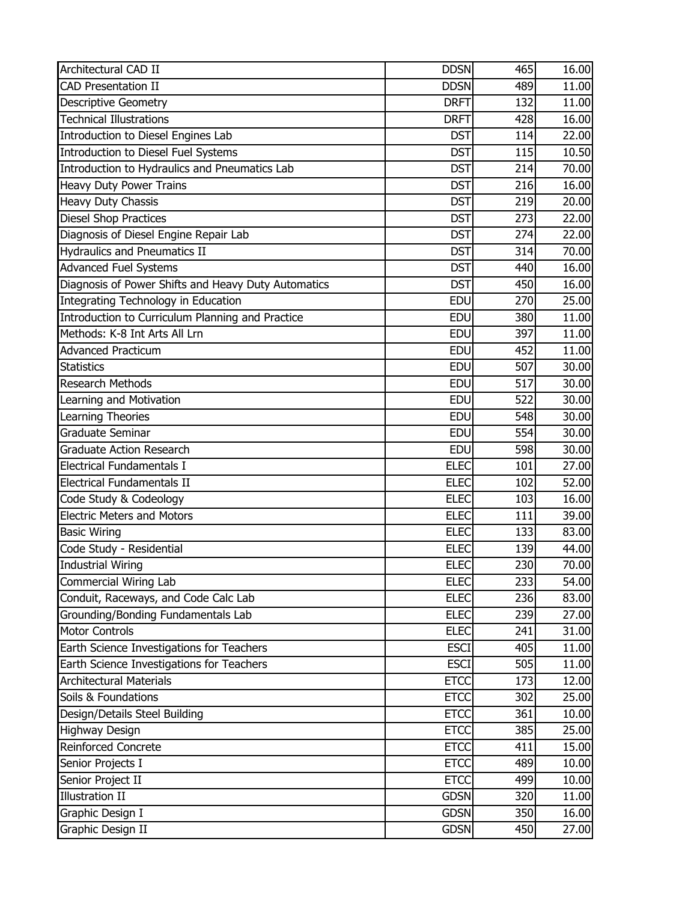| | | | |
|---|---|---|---|
| Architectural CAD II | DDSN | 465 | 16.00 |
| CAD Presentation II | DDSN | 489 | 11.00 |
| Descriptive Geometry | DRFT | 132 | 11.00 |
| Technical Illustrations | DRFT | 428 | 16.00 |
| Introduction to Diesel Engines Lab | DST | 114 | 22.00 |
| Introduction to Diesel Fuel Systems | DST | 115 | 10.50 |
| Introduction to Hydraulics and Pneumatics Lab | DST | 214 | 70.00 |
| Heavy Duty Power Trains | DST | 216 | 16.00 |
| Heavy Duty Chassis | DST | 219 | 20.00 |
| Diesel Shop Practices | DST | 273 | 22.00 |
| Diagnosis of Diesel Engine Repair Lab | DST | 274 | 22.00 |
| Hydraulics and Pneumatics II | DST | 314 | 70.00 |
| Advanced Fuel Systems | DST | 440 | 16.00 |
| Diagnosis of Power Shifts and Heavy Duty Automatics | DST | 450 | 16.00 |
| Integrating Technology in Education | EDU | 270 | 25.00 |
| Introduction to Curriculum Planning and Practice | EDU | 380 | 11.00 |
| Methods: K-8 Int Arts All Lrn | EDU | 397 | 11.00 |
| Advanced Practicum | EDU | 452 | 11.00 |
| Statistics | EDU | 507 | 30.00 |
| Research Methods | EDU | 517 | 30.00 |
| Learning and Motivation | EDU | 522 | 30.00 |
| Learning Theories | EDU | 548 | 30.00 |
| Graduate Seminar | EDU | 554 | 30.00 |
| Graduate Action Research | EDU | 598 | 30.00 |
| Electrical Fundamentals I | ELEC | 101 | 27.00 |
| Electrical Fundamentals II | ELEC | 102 | 52.00 |
| Code Study & Codeology | ELEC | 103 | 16.00 |
| Electric Meters and Motors | ELEC | 111 | 39.00 |
| Basic Wiring | ELEC | 133 | 83.00 |
| Code Study - Residential | ELEC | 139 | 44.00 |
| Industrial Wiring | ELEC | 230 | 70.00 |
| Commercial Wiring Lab | ELEC | 233 | 54.00 |
| Conduit, Raceways, and Code Calc Lab | ELEC | 236 | 83.00 |
| Grounding/Bonding Fundamentals Lab | ELEC | 239 | 27.00 |
| Motor Controls | ELEC | 241 | 31.00 |
| Earth Science Investigations for Teachers | ESCI | 405 | 11.00 |
| Earth Science Investigations for Teachers | ESCI | 505 | 11.00 |
| Architectural Materials | ETCC | 173 | 12.00 |
| Soils & Foundations | ETCC | 302 | 25.00 |
| Design/Details Steel Building | ETCC | 361 | 10.00 |
| Highway Design | ETCC | 385 | 25.00 |
| Reinforced Concrete | ETCC | 411 | 15.00 |
| Senior Projects I | ETCC | 489 | 10.00 |
| Senior Project II | ETCC | 499 | 10.00 |
| Illustration II | GDSN | 320 | 11.00 |
| Graphic Design I | GDSN | 350 | 16.00 |
| Graphic Design II | GDSN | 450 | 27.00 |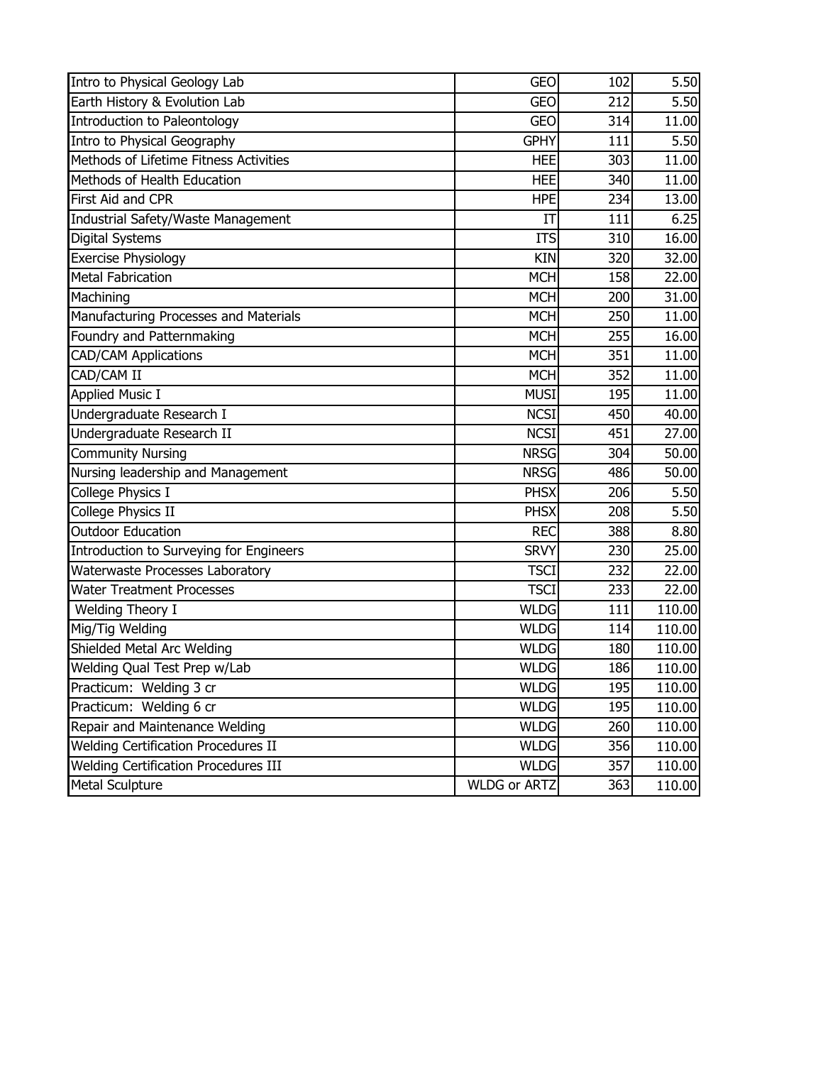| | | | |
|---|---|---|---|
| Intro to Physical Geology Lab | GEO | 102 | 5.50 |
| Earth History & Evolution Lab | GEO | 212 | 5.50 |
| Introduction to Paleontology | GEO | 314 | 11.00 |
| Intro to Physical Geography | GPHY | 111 | 5.50 |
| Methods of Lifetime Fitness Activities | HEE | 303 | 11.00 |
| Methods of Health Education | HEE | 340 | 11.00 |
| First Aid and CPR | HPE | 234 | 13.00 |
| Industrial Safety/Waste Management | IT | 111 | 6.25 |
| Digital Systems | ITS | 310 | 16.00 |
| Exercise Physiology | KIN | 320 | 32.00 |
| Metal Fabrication | MCH | 158 | 22.00 |
| Machining | MCH | 200 | 31.00 |
| Manufacturing Processes and Materials | MCH | 250 | 11.00 |
| Foundry and Patternmaking | MCH | 255 | 16.00 |
| CAD/CAM Applications | MCH | 351 | 11.00 |
| CAD/CAM II | MCH | 352 | 11.00 |
| Applied Music I | MUSI | 195 | 11.00 |
| Undergraduate Research I | NCSI | 450 | 40.00 |
| Undergraduate Research II | NCSI | 451 | 27.00 |
| Community Nursing | NRSG | 304 | 50.00 |
| Nursing leadership and Management | NRSG | 486 | 50.00 |
| College Physics I | PHSX | 206 | 5.50 |
| College Physics II | PHSX | 208 | 5.50 |
| Outdoor Education | REC | 388 | 8.80 |
| Introduction to Surveying for Engineers | SRVY | 230 | 25.00 |
| Waterwaste Processes Laboratory | TSCI | 232 | 22.00 |
| Water Treatment Processes | TSCI | 233 | 22.00 |
| Welding Theory I | WLDG | 111 | 110.00 |
| Mig/Tig Welding | WLDG | 114 | 110.00 |
| Shielded Metal Arc Welding | WLDG | 180 | 110.00 |
| Welding Qual Test Prep w/Lab | WLDG | 186 | 110.00 |
| Practicum: Welding 3 cr | WLDG | 195 | 110.00 |
| Practicum: Welding 6 cr | WLDG | 195 | 110.00 |
| Repair and Maintenance Welding | WLDG | 260 | 110.00 |
| Welding Certification Procedures II | WLDG | 356 | 110.00 |
| Welding Certification Procedures III | WLDG | 357 | 110.00 |
| Metal Sculpture | WLDG or ARTZ | 363 | 110.00 |